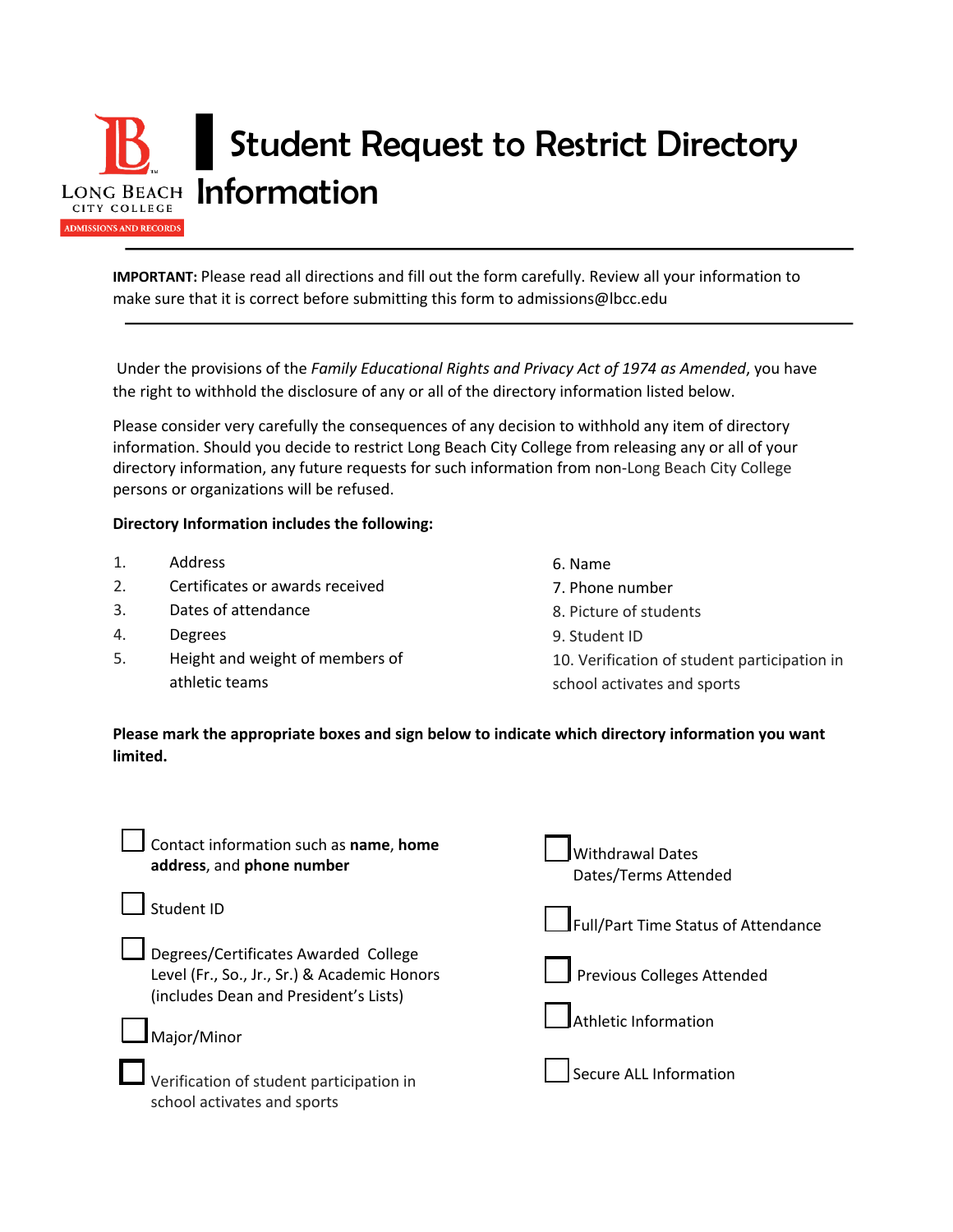LONG BEACH CITY COLLEGE
ADMISSIONS AND RECORDS

# Student Request to Restrict Directory Information

---

**IMPORTANT:** Please read all directions and fill out the form carefully. Review all your information to make sure that it is correct before submitting this form to admissions@lbcc.edu

---

Under the provisions of the *Family Educational Rights and Privacy Act of 1974 as Amended*, you have the right to withhold the disclosure of any or all of the directory information listed below.

Please consider very carefully the consequences of any decision to withhold any item of directory information. Should you decide to restrict Long Beach City College from releasing any or all of your directory information, any future requests for such information from non-Long Beach City College persons or organizations will be refused.

**Directory Information includes the following:**

1. Address
2. Certificates or awards received
3. Dates of attendance
4. Degrees
5. Height and weight of members of athletic teams
6. Name
7. Phone number
8. Picture of students
9. Student ID
10. Verification of student participation in school activates and sports

**Please mark the appropriate boxes and sign below to indicate which directory information you want limited.**

- ☐ Contact information such as **name**, **home address**, and **phone number**
- ☐ Student ID
- ☐ Degrees/Certificates Awarded College Level (Fr., So., Jr., Sr.) & Academic Honors (includes Dean and President's Lists)
- ☐ Major/Minor
- ☐ Verification of student participation in school activates and sports
- ☐ Withdrawal Dates Dates/Terms Attended
- ☐ Full/Part Time Status of Attendance
- ☐ Previous Colleges Attended
- ☐ Athletic Information
- ☐ Secure ALL Information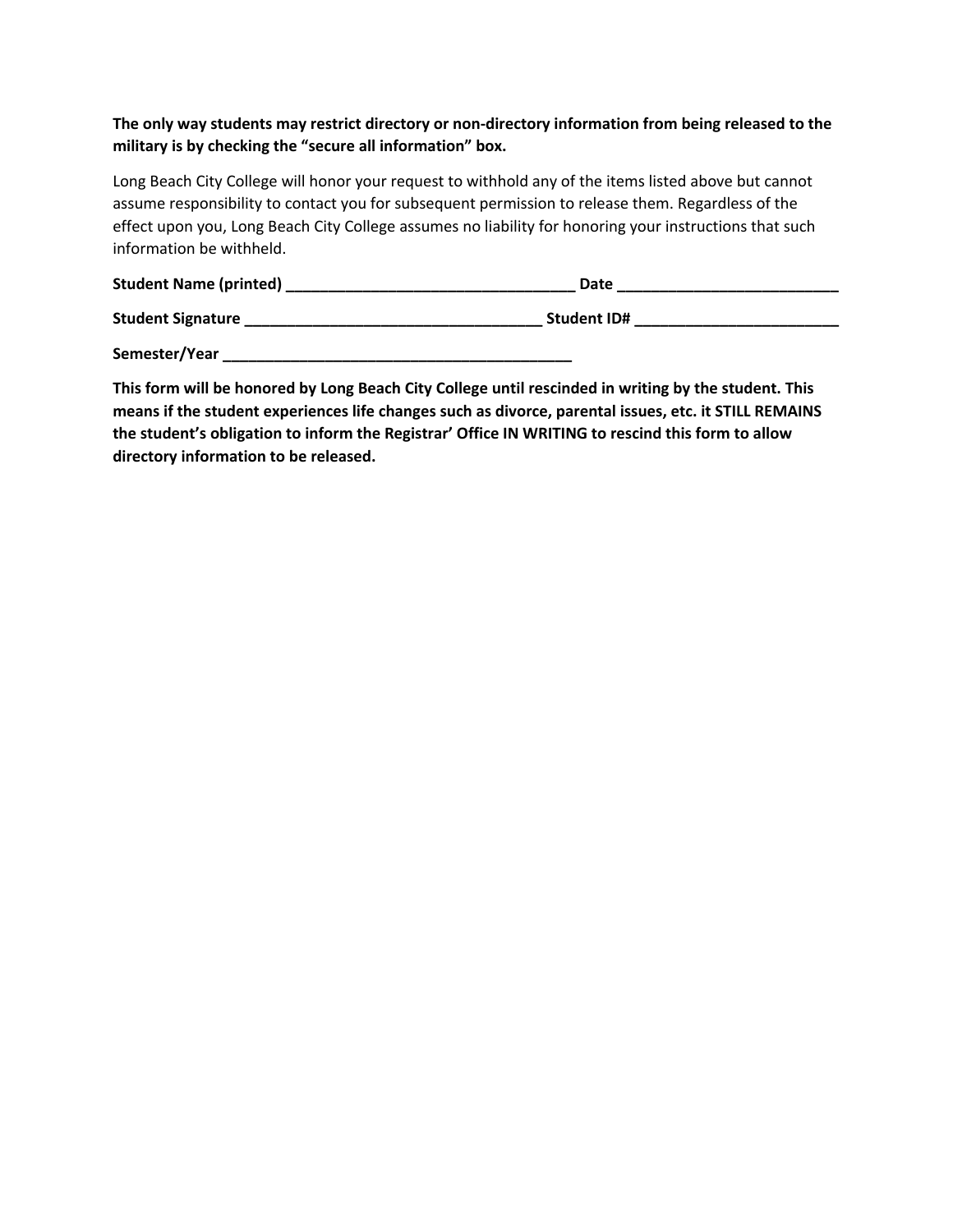**The only way students may restrict directory or non-directory information from being released to the military is by checking the "secure all information" box.**

Long Beach City College will honor your request to withhold any of the items listed above but cannot assume responsibility to contact you for subsequent permission to release them. Regardless of the effect upon you, Long Beach City College assumes no liability for honoring your instructions that such information be withheld.

**Student Name (printed)** ___________________________________ **Date** __________________________

**Student Signature** ____________________________________ **Student ID#** ________________________

**Semester/Year** _________________________________________

**This form will be honored by Long Beach City College until rescinded in writing by the student. This means if the student experiences life changes such as divorce, parental issues, etc. it STILL REMAINS the student's obligation to inform the Registrar' Office IN WRITING to rescind this form to allow directory information to be released.**